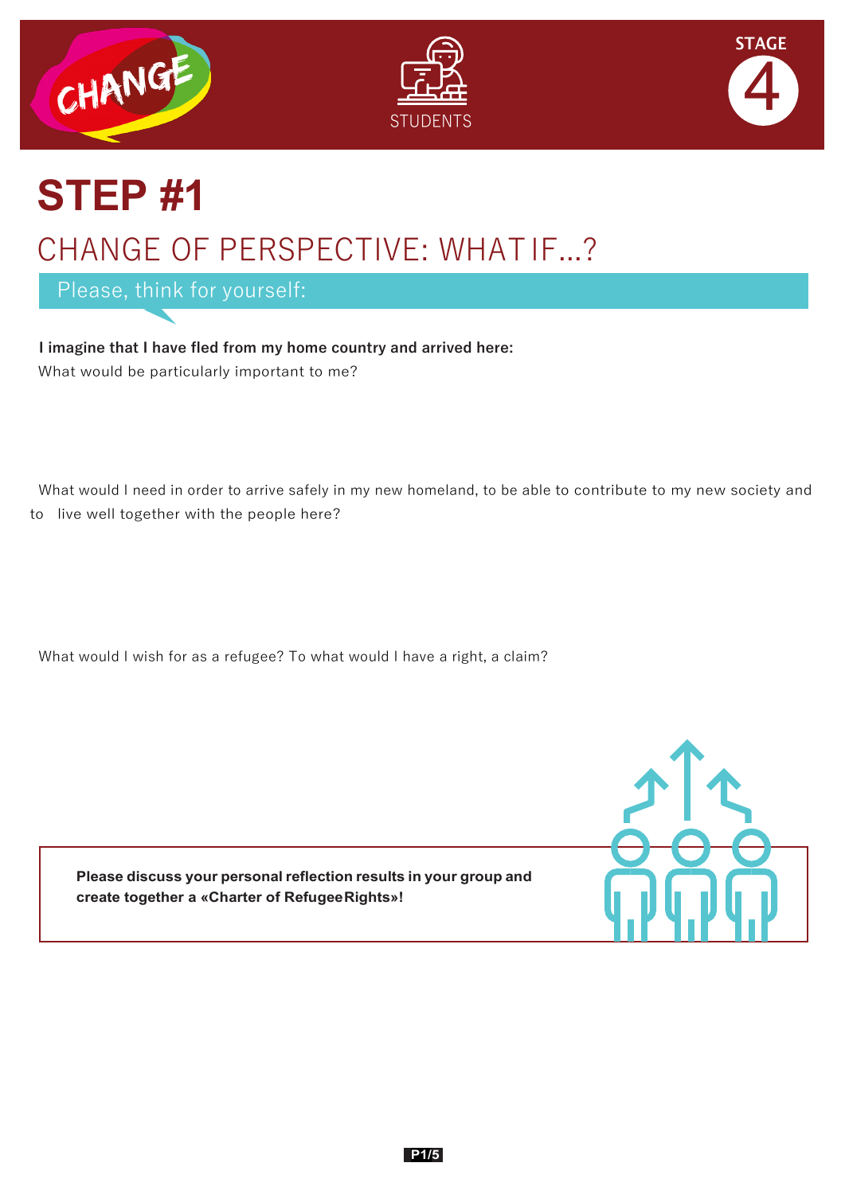CHANGE

STUDENTS

STAGE 4

# STEP #1

## CHANGE OF PERSPECTIVE: WHAT IF...?

Please, think for yourself:

**I imagine that I have fled from my home country and arrived here:**
What would be particularly important to me?

What would I need in order to arrive safely in my new homeland, to be able to contribute to my new society and to live well together with the people here?

What would I wish for as a refugee? To what would I have a right, a claim?

**Please discuss your personal reflection results in your group and create together a «Charter of Refugee Rights»!**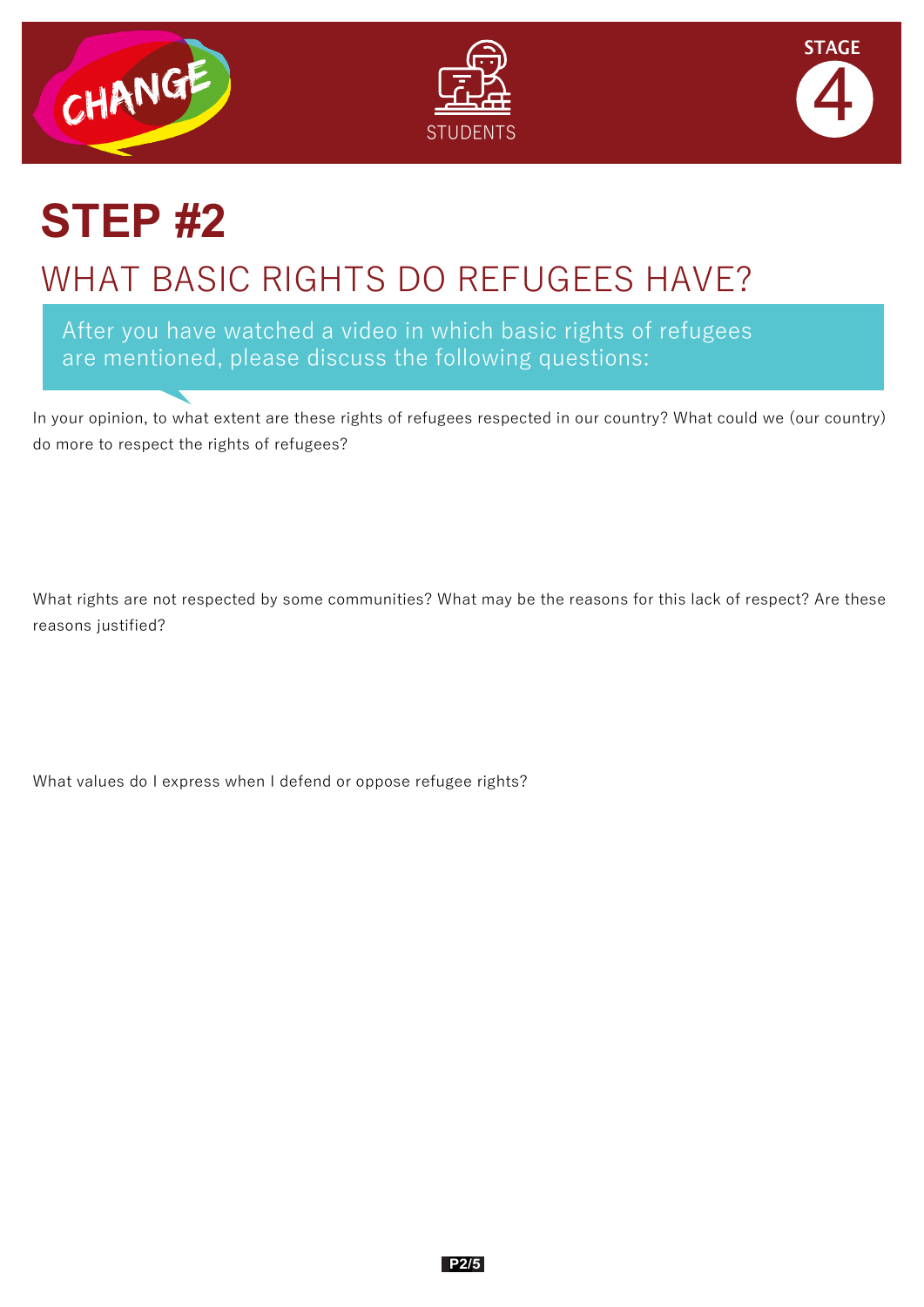# STEP #2

## WHAT BASIC RIGHTS DO REFUGEES HAVE?

After you have watched a video in which basic rights of refugees are mentioned, please discuss the following questions:

In your opinion, to what extent are these rights of refugees respected in our country? What could we (our country) do more to respect the rights of refugees?

What rights are not respected by some communities? What may be the reasons for this lack of respect? Are these reasons justified?

What values do I express when I defend or oppose refugee rights?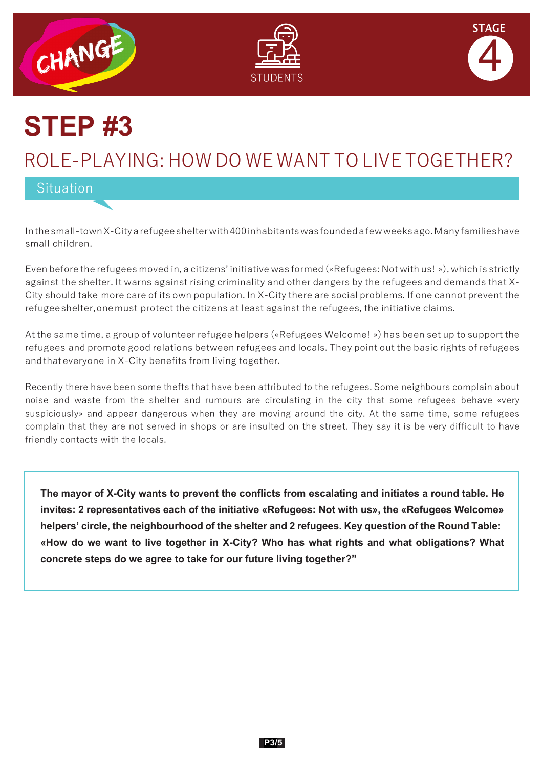# STEP #3

## ROLE-PLAYING: HOW DO WE WANT TO LIVE TOGETHER?

### Situation

In the small-town X-City a refugee shelter with 400 inhabitants was founded a few weeks ago. Many families have small children.

Even before the refugees moved in, a citizens' initiative was formed («Refugees: Not with us! »), which is strictly against the shelter. It warns against rising criminality and other dangers by the refugees and demands that X-City should take more care of its own population. In X-City there are social problems. If one cannot prevent the refugee shelter, one must protect the citizens at least against the refugees, the initiative claims.

At the same time, a group of volunteer refugee helpers («Refugees Welcome! ») has been set up to support the refugees and promote good relations between refugees and locals. They point out the basic rights of refugees and that everyone in X-City benefits from living together.

Recently there have been some thefts that have been attributed to the refugees. Some neighbours complain about noise and waste from the shelter and rumours are circulating in the city that some refugees behave «very suspiciously» and appear dangerous when they are moving around the city. At the same time, some refugees complain that they are not served in shops or are insulted on the street. They say it is be very difficult to have friendly contacts with the locals.

**The mayor of X-City wants to prevent the conflicts from escalating and initiates a round table. He invites: 2 representatives each of the initiative «Refugees: Not with us», the «Refugees Welcome» helpers' circle, the neighbourhood of the shelter and 2 refugees. Key question of the Round Table: «How do we want to live together in X-City? Who has what rights and what obligations? What concrete steps do we agree to take for our future living together?"**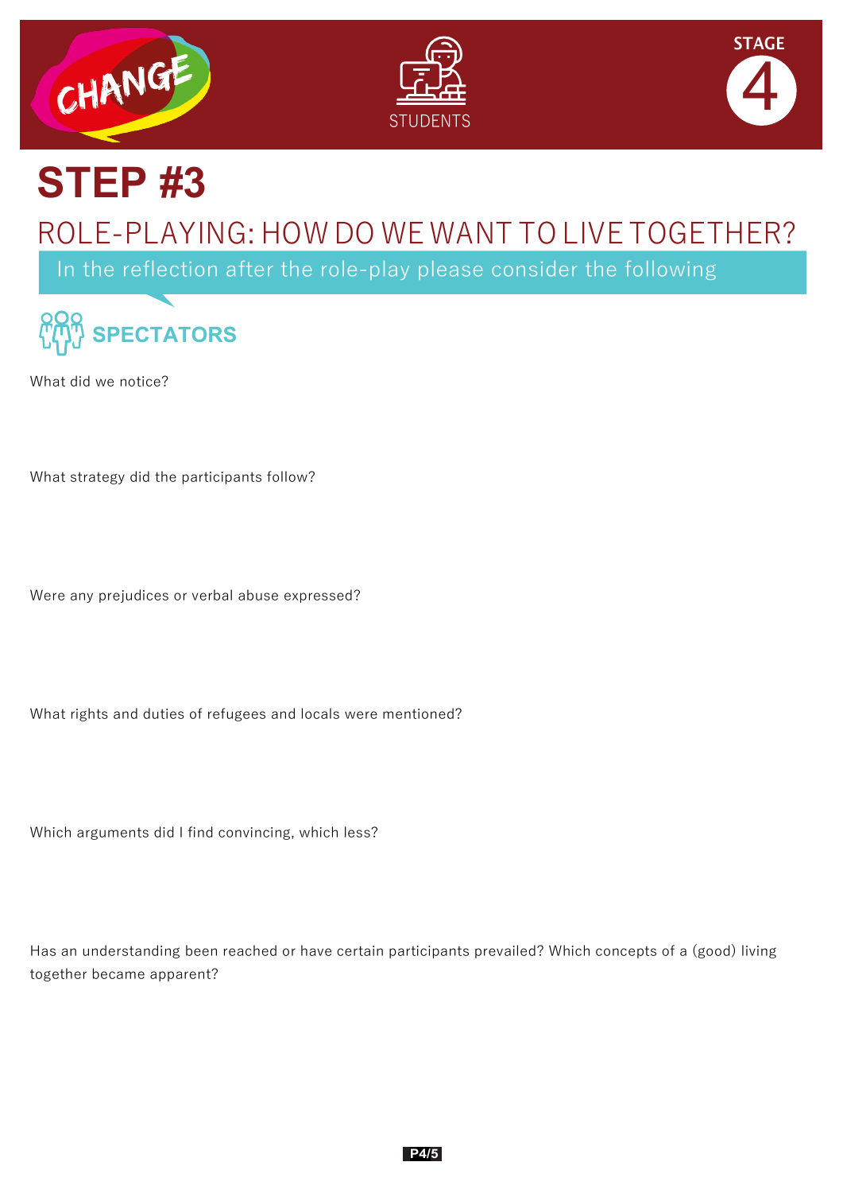CHANGE

STUDENTS

STAGE 4

# STEP #3

## ROLE-PLAYING: HOW DO WE WANT TO LIVE TOGETHER?

In the reflection after the role-play please consider the following

### SPECTATORS

What did we notice?

What strategy did the participants follow?

Were any prejudices or verbal abuse expressed?

What rights and duties of refugees and locals were mentioned?

Which arguments did I find convincing, which less?

Has an understanding been reached or have certain participants prevailed? Which concepts of a (good) living together became apparent?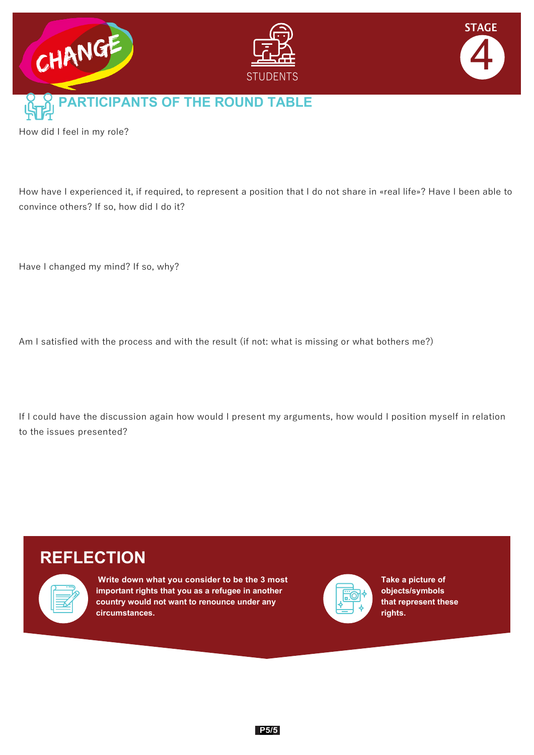CHANGE

STUDENTS

STAGE 4

## PARTICIPANTS OF THE ROUND TABLE

How did I feel in my role?

How have I experienced it, if required, to represent a position that I do not share in «real life»? Have I been able to convince others? If so, how did I do it?

Have I changed my mind? If so, why?

Am I satisfied with the process and with the result (if not: what is missing or what bothers me?)

If I could have the discussion again how would I present my arguments, how would I position myself in relation to the issues presented?

## REFLECTION

**Write down what you consider to be the 3 most important rights that you as a refugee in another country would not want to renounce under any circumstances.**

**Take a picture of objects/symbols that represent these rights.**